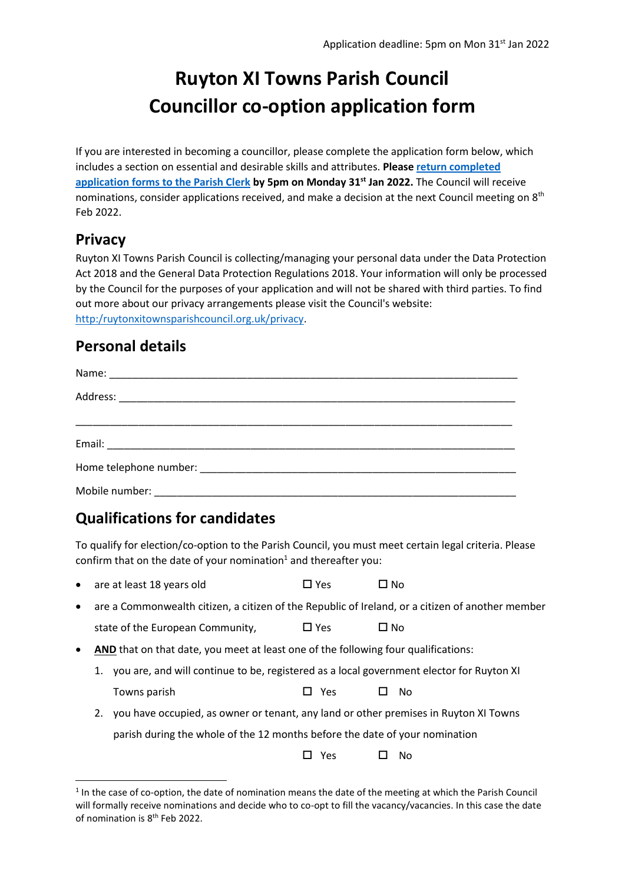Application deadline: 5pm on Mon 31st Jan 2022

# Ruyton XI Towns Parish Council
# Councillor co-option application form

If you are interested in becoming a councillor, please complete the application form below, which includes a section on essential and desirable skills and attributes. **Please return completed application forms to the Parish Clerk by 5pm on Monday 31st Jan 2022.** The Council will receive nominations, consider applications received, and make a decision at the next Council meeting on 8th Feb 2022.

## Privacy

Ruyton XI Towns Parish Council is collecting/managing your personal data under the Data Protection Act 2018 and the General Data Protection Regulations 2018. Your information will only be processed by the Council for the purposes of your application and will not be shared with third parties. To find out more about our privacy arrangements please visit the Council's website: http:/ruytonxitownsparishcouncil.org.uk/privacy.

## Personal details

Name: ___________________________________________________________________________

Address: _________________________________________________________________________

_________________________________________________________________________________

Email: ___________________________________________________________________________

Home telephone number: __________________________________________________________

Mobile number: __________________________________________________________________

## Qualifications for candidates

To qualify for election/co-option to the Parish Council, you must meet certain legal criteria. Please confirm that on the date of your nomination[1] and thereafter you:

- are at least 18 years old ☐ Yes ☐ No
- are a Commonwealth citizen, a citizen of the Republic of Ireland, or a citizen of another member state of the European Community, ☐ Yes ☐ No
- **AND** that on that date, you meet at least one of the following four qualifications:
  1. you are, and will continue to be, registered as a local government elector for Ruyton XI Towns parish ☐ Yes ☐ No
  2. you have occupied, as owner or tenant, any land or other premises in Ruyton XI Towns parish during the whole of the 12 months before the date of your nomination ☐ Yes ☐ No

[1] In the case of co-option, the date of nomination means the date of the meeting at which the Parish Council will formally receive nominations and decide who to co-opt to fill the vacancy/vacancies. In this case the date of nomination is 8th Feb 2022.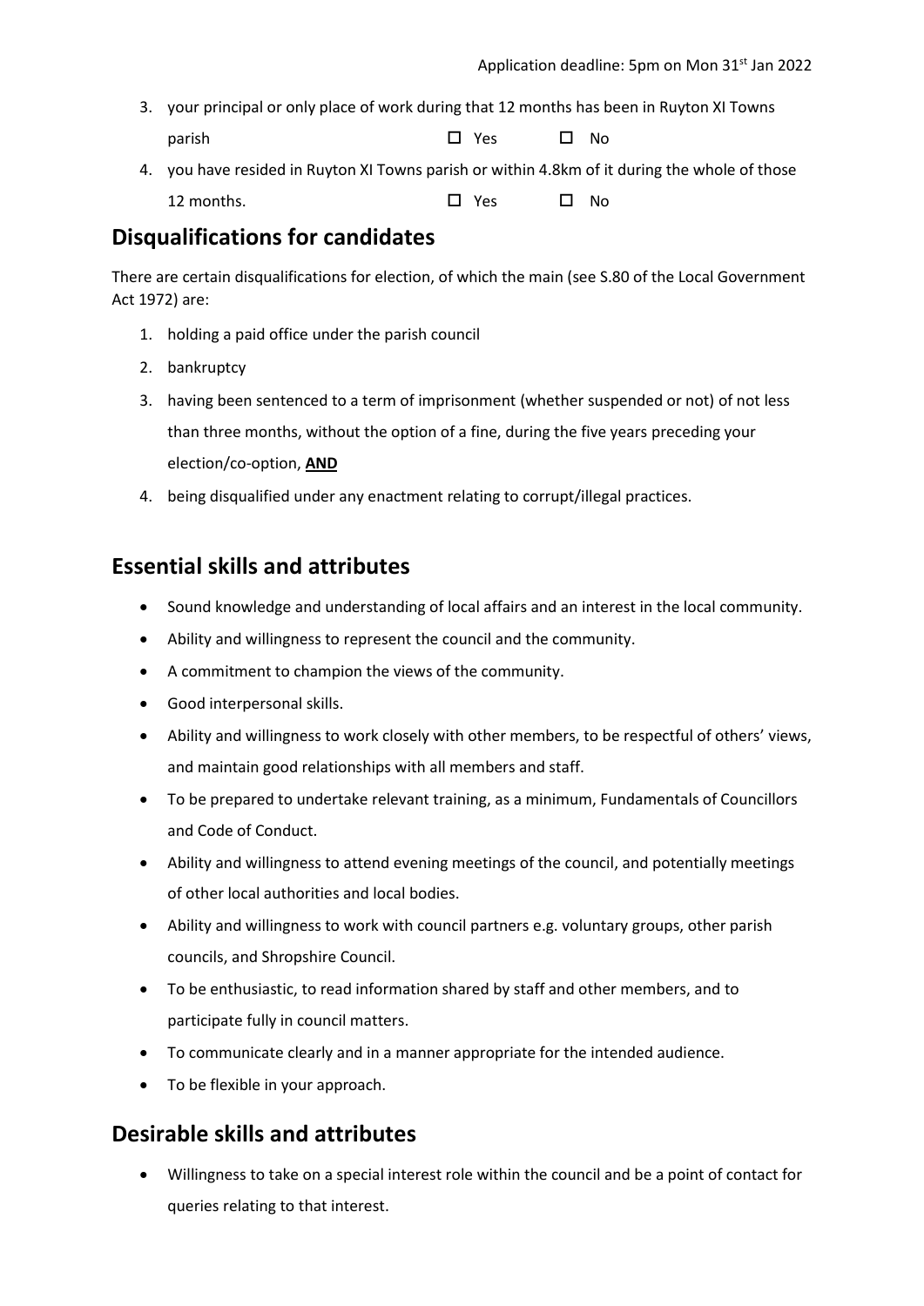3. your principal or only place of work during that 12 months has been in Ruyton XI Towns parish ☐ Yes ☐ No
4. you have resided in Ruyton XI Towns parish or within 4.8km of it during the whole of those 12 months. ☐ Yes ☐ No

## Disqualifications for candidates

There are certain disqualifications for election, of which the main (see S.80 of the Local Government Act 1972) are:

1. holding a paid office under the parish council
2. bankruptcy
3. having been sentenced to a term of imprisonment (whether suspended or not) of not less than three months, without the option of a fine, during the five years preceding your election/co-option, **AND**
4. being disqualified under any enactment relating to corrupt/illegal practices.

## Essential skills and attributes

- Sound knowledge and understanding of local affairs and an interest in the local community.
- Ability and willingness to represent the council and the community.
- A commitment to champion the views of the community.
- Good interpersonal skills.
- Ability and willingness to work closely with other members, to be respectful of others' views, and maintain good relationships with all members and staff.
- To be prepared to undertake relevant training, as a minimum, Fundamentals of Councillors and Code of Conduct.
- Ability and willingness to attend evening meetings of the council, and potentially meetings of other local authorities and local bodies.
- Ability and willingness to work with council partners e.g. voluntary groups, other parish councils, and Shropshire Council.
- To be enthusiastic, to read information shared by staff and other members, and to participate fully in council matters.
- To communicate clearly and in a manner appropriate for the intended audience.
- To be flexible in your approach.

## Desirable skills and attributes

- Willingness to take on a special interest role within the council and be a point of contact for queries relating to that interest.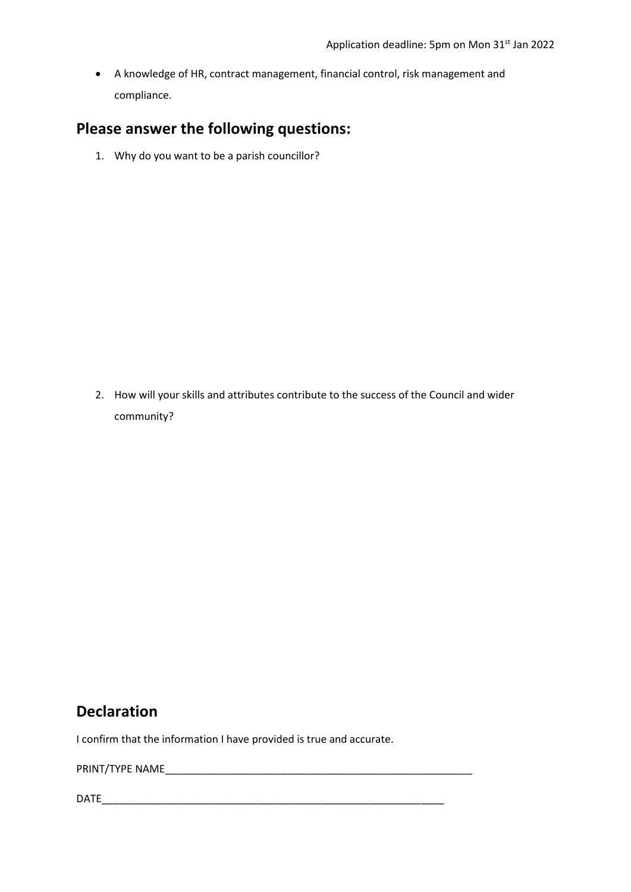- A knowledge of HR, contract management, financial control, risk management and compliance.

## Please answer the following questions:

1. Why do you want to be a parish councillor?

2. How will your skills and attributes contribute to the success of the Council and wider community?

## Declaration

I confirm that the information I have provided is true and accurate.

PRINT/TYPE NAME______________________________________________________

DATE____________________________________________________________